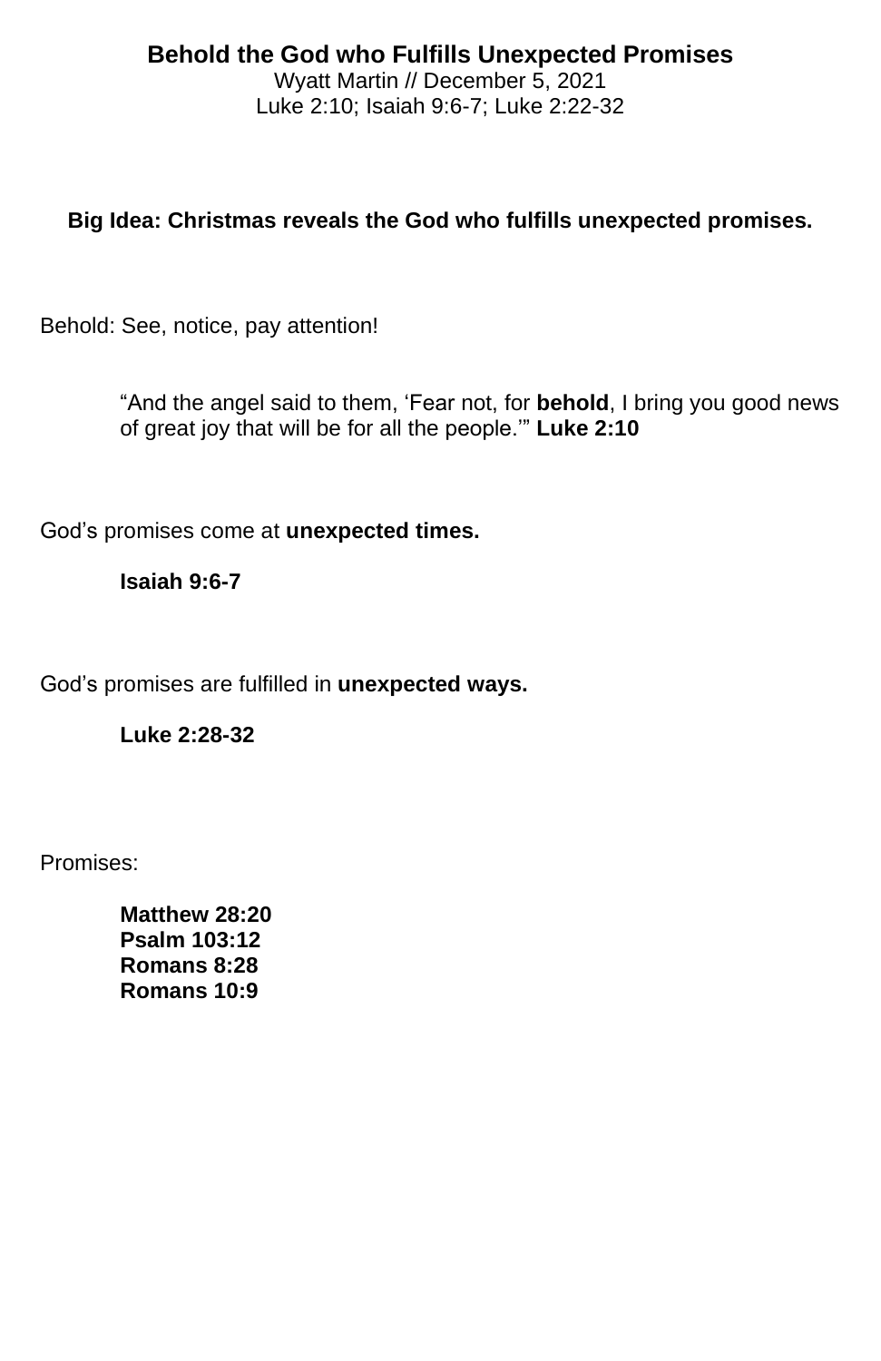# Behold the God who Fulfills Unexpected Promises

Wyatt Martin // December 5, 2021

Luke 2:10; Isaiah 9:6-7; Luke 2:22-32

**Big Idea: Christmas reveals the God who fulfills unexpected promises.**

Behold: See, notice, pay attention!

> “And the angel said to them, ‘Fear not, for **behold**, I bring you good news of great joy that will be for all the people.’” **Luke 2:10**

God’s promises come at **unexpected times.**

> **Isaiah 9:6-7**

God’s promises are fulfilled in **unexpected ways.**

> **Luke 2:28-32**

Promises:

> **Matthew 28:20**
> **Psalm 103:12**
> **Romans 8:28**
> **Romans 10:9**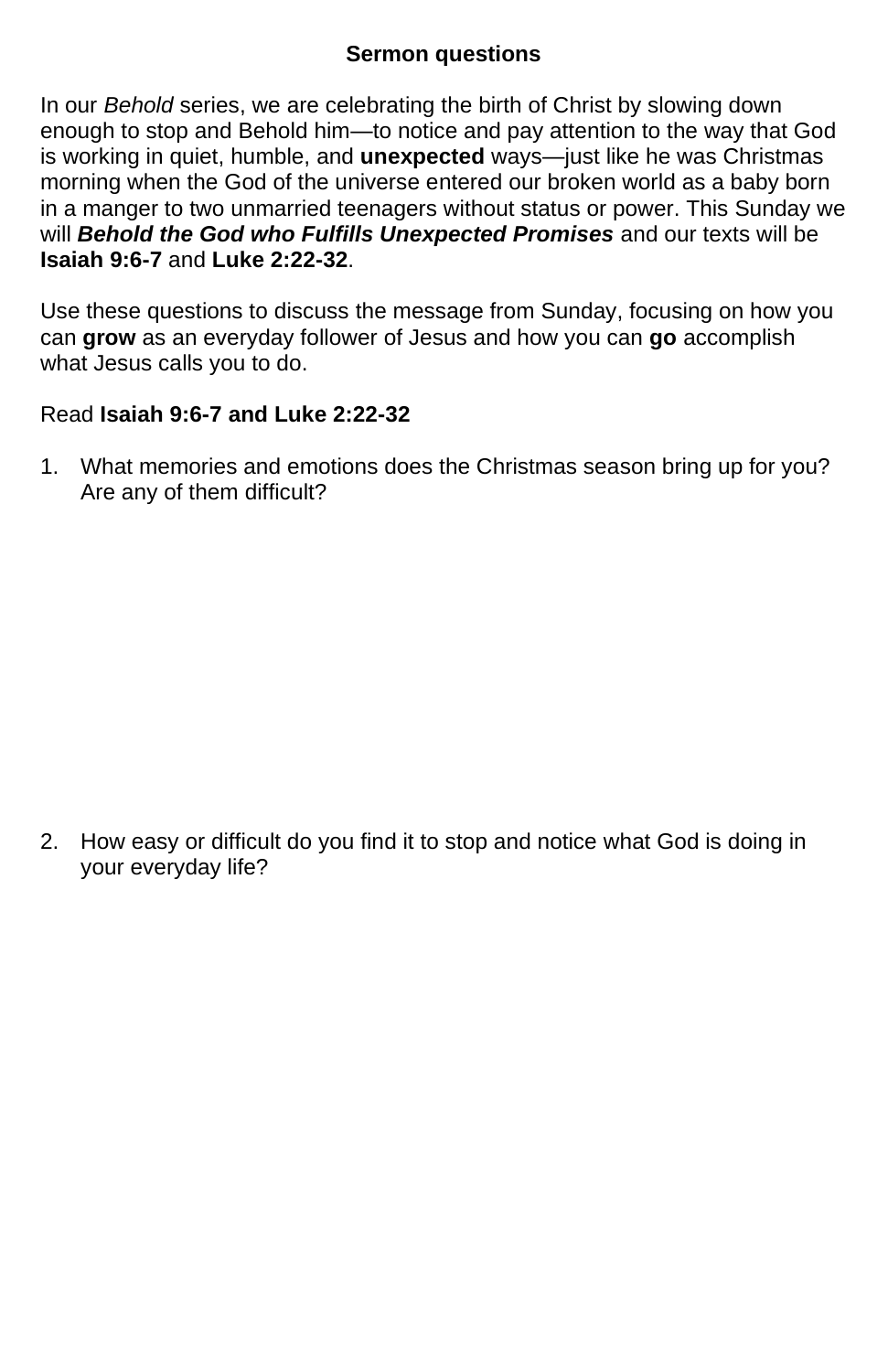**Sermon questions**

In our *Behold* series, we are celebrating the birth of Christ by slowing down enough to stop and Behold him—to notice and pay attention to the way that God is working in quiet, humble, and **unexpected** ways—just like he was Christmas morning when the God of the universe entered our broken world as a baby born in a manger to two unmarried teenagers without status or power. This Sunday we will ***Behold the God who Fulfills Unexpected Promises*** and our texts will be **Isaiah 9:6-7** and **Luke 2:22-32**.

Use these questions to discuss the message from Sunday, focusing on how you can **grow** as an everyday follower of Jesus and how you can **go** accomplish what Jesus calls you to do.

Read **Isaiah 9:6-7 and Luke 2:22-32**

1. What memories and emotions does the Christmas season bring up for you? Are any of them difficult?

2. How easy or difficult do you find it to stop and notice what God is doing in your everyday life?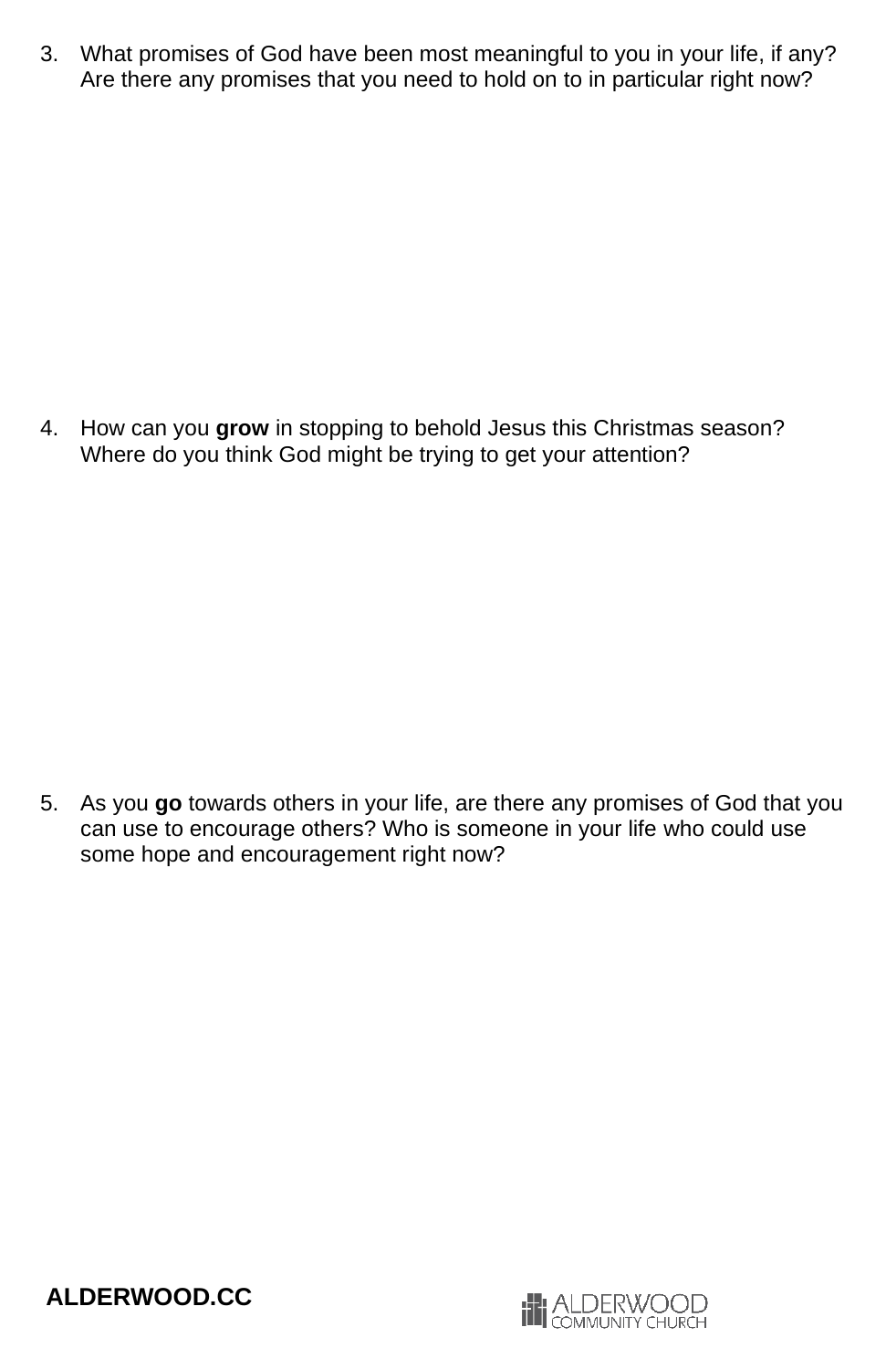3. What promises of God have been most meaningful to you in your life, if any? Are there any promises that you need to hold on to in particular right now?

4. How can you **grow** in stopping to behold Jesus this Christmas season? Where do you think God might be trying to get your attention?

5. As you **go** towards others in your life, are there any promises of God that you can use to encourage others? Who is someone in your life who could use some hope and encouragement right now?

**ALDERWOOD.CC**

ALDERWOOD COMMUNITY CHURCH